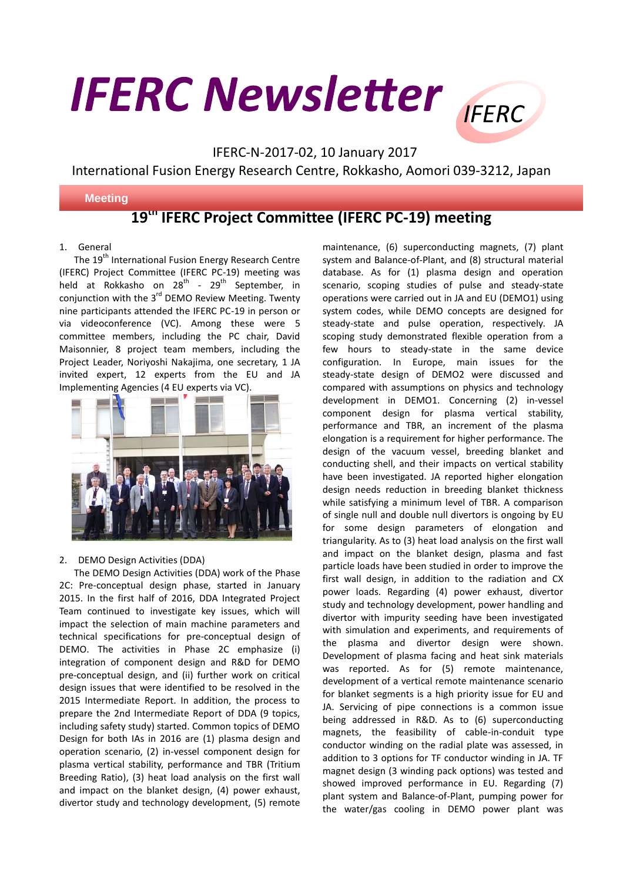# IFERC Newsletter

IFERC-N-2017-02, 10 January 2017

International Fusion Energy Research Centre, Rokkasho, Aomori 039-3212, Japan

**Meeting**

## 19th IFERC Project Committee (IFERC PC-19) meeting

1. General

The 19th International Fusion Energy Research Centre (IFERC) Project Committee (IFERC PC-19) meeting was held at Rokkasho on 28th - 29th September, in conjunction with the 3rd DEMO Review Meeting. Twenty nine participants attended the IFERC PC-19 in person or via videoconference (VC). Among these were 5 committee members, including the PC chair, David Maisonnier, 8 project team members, including the Project Leader, Noriyoshi Nakajima, one secretary, 1 JA invited expert, 12 experts from the EU and JA Implementing Agencies (4 EU experts via VC).

2. DEMO Design Activities (DDA)

The DEMO Design Activities (DDA) work of the Phase 2C: Pre-conceptual design phase, started in January 2015. In the first half of 2016, DDA Integrated Project Team continued to investigate key issues, which will impact the selection of main machine parameters and technical specifications for pre-conceptual design of DEMO. The activities in Phase 2C emphasize (i) integration of component design and R&D for DEMO pre-conceptual design, and (ii) further work on critical design issues that were identified to be resolved in the 2015 Intermediate Report. In addition, the process to prepare the 2nd Intermediate Report of DDA (9 topics, including safety study) started. Common topics of DEMO Design for both IAs in 2016 are (1) plasma design and operation scenario, (2) in-vessel component design for plasma vertical stability, performance and TBR (Tritium Breeding Ratio), (3) heat load analysis on the first wall and impact on the blanket design, (4) power exhaust, divertor study and technology development, (5) remote maintenance, (6) superconducting magnets, (7) plant system and Balance-of-Plant, and (8) structural material database. As for (1) plasma design and operation scenario, scoping studies of pulse and steady-state operations were carried out in JA and EU (DEMO1) using system codes, while DEMO concepts are designed for steady-state and pulse operation, respectively. JA scoping study demonstrated flexible operation from a few hours to steady-state in the same device configuration. In Europe, main issues for the steady-state design of DEMO2 were discussed and compared with assumptions on physics and technology development in DEMO1. Concerning (2) in-vessel component design for plasma vertical stability, performance and TBR, an increment of the plasma elongation is a requirement for higher performance. The design of the vacuum vessel, breeding blanket and conducting shell, and their impacts on vertical stability have been investigated. JA reported higher elongation design needs reduction in breeding blanket thickness while satisfying a minimum level of TBR. A comparison of single null and double null divertors is ongoing by EU for some design parameters of elongation and triangularity. As to (3) heat load analysis on the first wall and impact on the blanket design, plasma and fast particle loads have been studied in order to improve the first wall design, in addition to the radiation and CX power loads. Regarding (4) power exhaust, divertor study and technology development, power handling and divertor with impurity seeding have been investigated with simulation and experiments, and requirements of the plasma and divertor design were shown. Development of plasma facing and heat sink materials was reported. As for (5) remote maintenance, development of a vertical remote maintenance scenario for blanket segments is a high priority issue for EU and JA. Servicing of pipe connections is a common issue being addressed in R&D. As to (6) superconducting magnets, the feasibility of cable-in-conduit type conductor winding on the radial plate was assessed, in addition to 3 options for TF conductor winding in JA. TF magnet design (3 winding pack options) was tested and showed improved performance in EU. Regarding (7) plant system and Balance-of-Plant, pumping power for the water/gas cooling in DEMO power plant was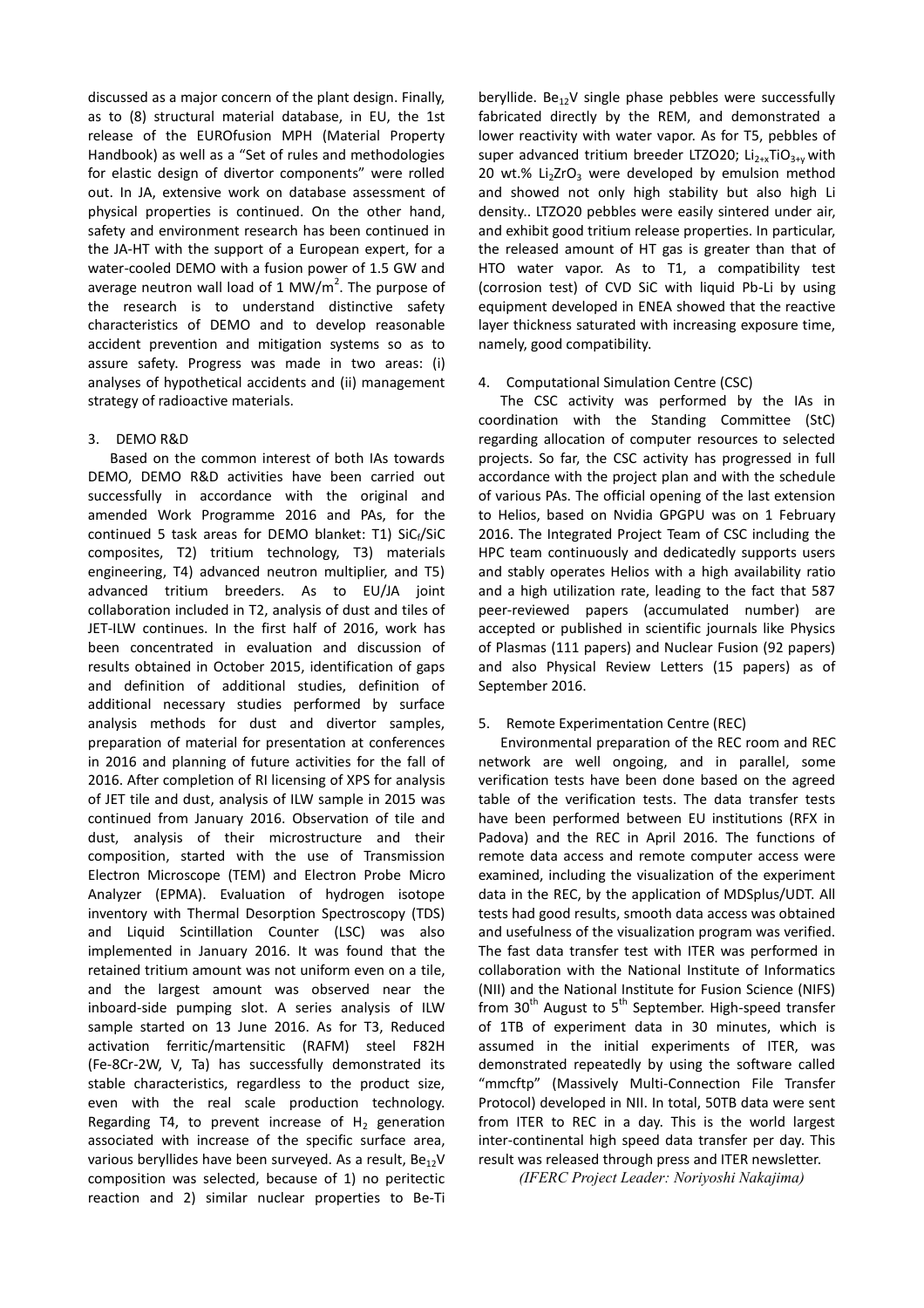discussed as a major concern of the plant design. Finally, as to (8) structural material database, in EU, the 1st release of the EUROfusion MPH (Material Property Handbook) as well as a "Set of rules and methodologies for elastic design of divertor components" were rolled out. In JA, extensive work on database assessment of physical properties is continued. On the other hand, safety and environment research has been continued in the JA-HT with the support of a European expert, for a water-cooled DEMO with a fusion power of 1.5 GW and average neutron wall load of 1 $MW/m^2$. The purpose of the research is to understand distinctive safety characteristics of DEMO and to develop reasonable accident prevention and mitigation systems so as to assure safety. Progress was made in two areas: (i) analyses of hypothetical accidents and (ii) management strategy of radioactive materials.

## 3. DEMO R&D

Based on the common interest of both IAs towards DEMO, DEMO R&D activities have been carried out successfully in accordance with the original and amended Work Programme 2016 and PAs, for the continued 5 task areas for DEMO blanket: T1) $SiC_f$/SiC composites, T2) tritium technology, T3) materials engineering, T4) advanced neutron multiplier, and T5) advanced tritium breeders. As to EU/JA joint collaboration included in T2, analysis of dust and tiles of JET-ILW continues. In the first half of 2016, work has been concentrated in evaluation and discussion of results obtained in October 2015, identification of gaps and definition of additional studies, definition of additional necessary studies performed by surface analysis methods for dust and divertor samples, preparation of material for presentation at conferences in 2016 and planning of future activities for the fall of 2016. After completion of RI licensing of XPS for analysis of JET tile and dust, analysis of ILW sample in 2015 was continued from January 2016. Observation of tile and dust, analysis of their microstructure and their composition, started with the use of Transmission Electron Microscope (TEM) and Electron Probe Micro Analyzer (EPMA). Evaluation of hydrogen isotope inventory with Thermal Desorption Spectroscopy (TDS) and Liquid Scintillation Counter (LSC) was also implemented in January 2016. It was found that the retained tritium amount was not uniform even on a tile, and the largest amount was observed near the inboard-side pumping slot. A series analysis of ILW sample started on 13 June 2016. As for T3, Reduced activation ferritic/martensitic (RAFM) steel F82H (Fe-8Cr-2W, V, Ta) has successfully demonstrated its stable characteristics, regardless to the product size, even with the real scale production technology. Regarding T4, to prevent increase of $H_2$ generation associated with increase of the specific surface area, various beryllides have been surveyed. As a result, $Be_{12}V$ composition was selected, because of 1) no peritectic reaction and 2) similar nuclear properties to Be-Ti beryllide. $Be_{12}V$ single phase pebbles were successfully fabricated directly by the REM, and demonstrated a lower reactivity with water vapor. As for T5, pebbles of super advanced tritium breeder LTZO20; $Li_{2+x}TiO_{3+y}$ with 20 wt.% $Li_2ZrO_3$ were developed by emulsion method and showed not only high stability but also high Li density.. LTZO20 pebbles were easily sintered under air, and exhibit good tritium release properties. In particular, the released amount of HT gas is greater than that of HTO water vapor. As to T1, a compatibility test (corrosion test) of CVD SiC with liquid Pb-Li by using equipment developed in ENEA showed that the reactive layer thickness saturated with increasing exposure time, namely, good compatibility.

## 4. Computational Simulation Centre (CSC)

The CSC activity was performed by the IAs in coordination with the Standing Committee (StC) regarding allocation of computer resources to selected projects. So far, the CSC activity has progressed in full accordance with the project plan and with the schedule of various PAs. The official opening of the last extension to Helios, based on Nvidia GPGPU was on 1 February 2016. The Integrated Project Team of CSC including the HPC team continuously and dedicatedly supports users and stably operates Helios with a high availability ratio and a high utilization rate, leading to the fact that 587 peer-reviewed papers (accumulated number) are accepted or published in scientific journals like Physics of Plasmas (111 papers) and Nuclear Fusion (92 papers) and also Physical Review Letters (15 papers) as of September 2016.

## 5. Remote Experimentation Centre (REC)

Environmental preparation of the REC room and REC network are well ongoing, and in parallel, some verification tests have been done based on the agreed table of the verification tests. The data transfer tests have been performed between EU institutions (RFX in Padova) and the REC in April 2016. The functions of remote data access and remote computer access were examined, including the visualization of the experiment data in the REC, by the application of MDSplus/UDT. All tests had good results, smooth data access was obtained and usefulness of the visualization program was verified. The fast data transfer test with ITER was performed in collaboration with the National Institute of Informatics (NII) and the National Institute for Fusion Science (NIFS) from 30th August to 5th September. High-speed transfer of 1TB of experiment data in 30 minutes, which is assumed in the initial experiments of ITER, was demonstrated repeatedly by using the software called "mmcftp" (Massively Multi-Connection File Transfer Protocol) developed in NII. In total, 50TB data were sent from ITER to REC in a day. This is the world largest inter-continental high speed data transfer per day. This result was released through press and ITER newsletter.

*(IFERC Project Leader: Noriyoshi Nakajima)*